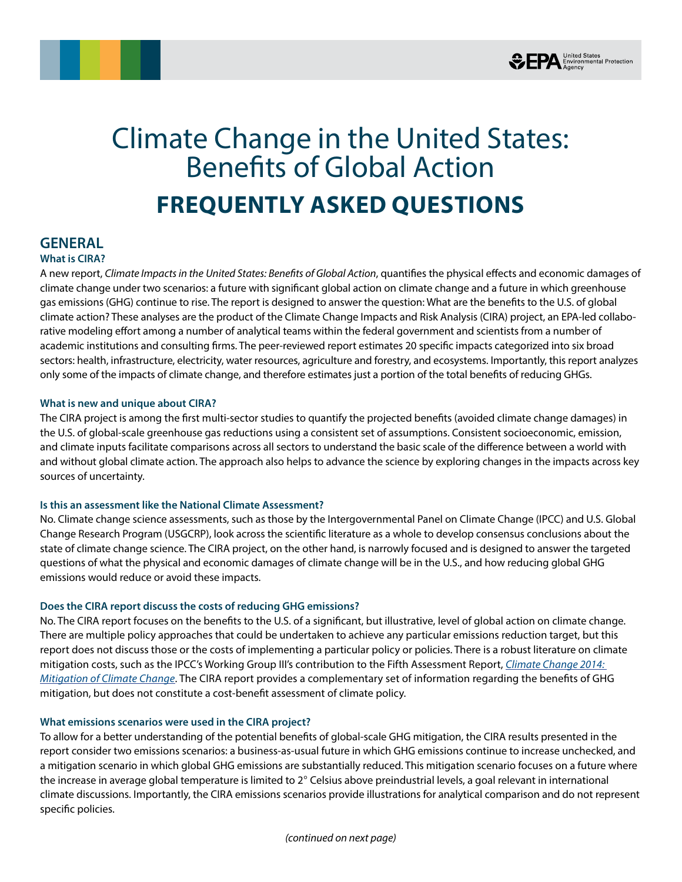# Climate Change in the United States: Benefits of Global Action

# FREQUENTLY ASKED QUESTIONS

## GENERAL

### What is CIRA?

A new report, *Climate Impacts in the United States: Benefits of Global Action*, quantifies the physical effects and economic damages of climate change under two scenarios: a future with significant global action on climate change and a future in which greenhouse gas emissions (GHG) continue to rise. The report is designed to answer the question: What are the benefits to the U.S. of global climate action? These analyses are the product of the Climate Change Impacts and Risk Analysis (CIRA) project, an EPA-led collaborative modeling effort among a number of analytical teams within the federal government and scientists from a number of academic institutions and consulting firms. The peer-reviewed report estimates 20 specific impacts categorized into six broad sectors: health, infrastructure, electricity, water resources, agriculture and forestry, and ecosystems. Importantly, this report analyzes only some of the impacts of climate change, and therefore estimates just a portion of the total benefits of reducing GHGs.

### What is new and unique about CIRA?

The CIRA project is among the first multi-sector studies to quantify the projected benefits (avoided climate change damages) in the U.S. of global-scale greenhouse gas reductions using a consistent set of assumptions. Consistent socioeconomic, emission, and climate inputs facilitate comparisons across all sectors to understand the basic scale of the difference between a world with and without global climate action. The approach also helps to advance the science by exploring changes in the impacts across key sources of uncertainty.

### Is this an assessment like the National Climate Assessment?

No. Climate change science assessments, such as those by the Intergovernmental Panel on Climate Change (IPCC) and U.S. Global Change Research Program (USGCRP), look across the scientific literature as a whole to develop consensus conclusions about the state of climate change science. The CIRA project, on the other hand, is narrowly focused and is designed to answer the targeted questions of what the physical and economic damages of climate change will be in the U.S., and how reducing global GHG emissions would reduce or avoid these impacts.

### Does the CIRA report discuss the costs of reducing GHG emissions?

No. The CIRA report focuses on the benefits to the U.S. of a significant, but illustrative, level of global action on climate change. There are multiple policy approaches that could be undertaken to achieve any particular emissions reduction target, but this report does not discuss those or the costs of implementing a particular policy or policies. There is a robust literature on climate mitigation costs, such as the IPCC's Working Group III's contribution to the Fifth Assessment Report, *Climate Change 2014: Mitigation of Climate Change*. The CIRA report provides a complementary set of information regarding the benefits of GHG mitigation, but does not constitute a cost-benefit assessment of climate policy.

### What emissions scenarios were used in the CIRA project?

To allow for a better understanding of the potential benefits of global-scale GHG mitigation, the CIRA results presented in the report consider two emissions scenarios: a business-as-usual future in which GHG emissions continue to increase unchecked, and a mitigation scenario in which global GHG emissions are substantially reduced. This mitigation scenario focuses on a future where the increase in average global temperature is limited to 2° Celsius above preindustrial levels, a goal relevant in international climate discussions. Importantly, the CIRA emissions scenarios provide illustrations for analytical comparison and do not represent specific policies.

*(continued on next page)*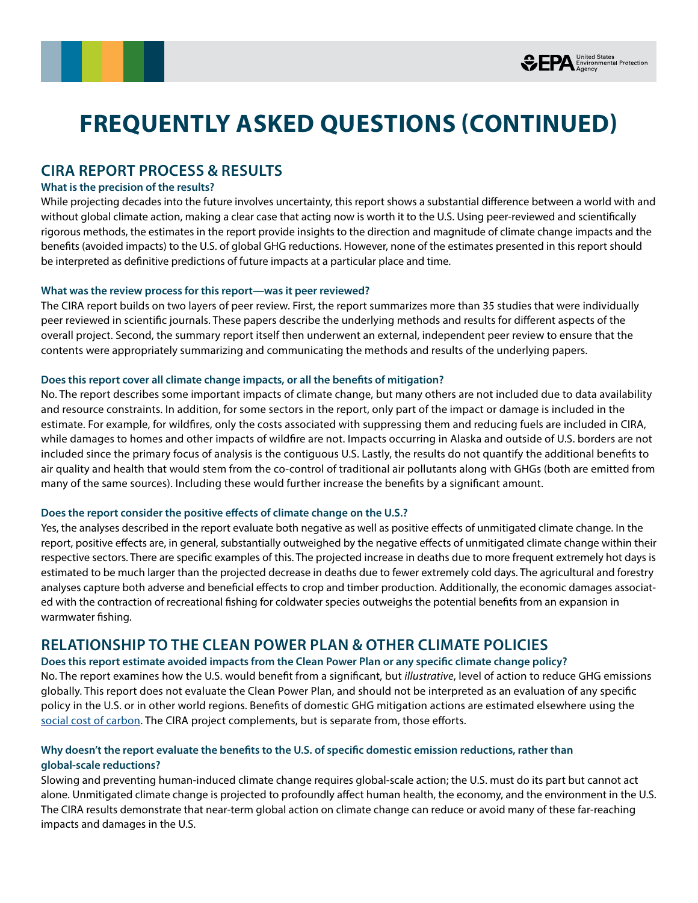# FREQUENTLY ASKED QUESTIONS (CONTINUED)

## CIRA REPORT PROCESS & RESULTS

### What is the precision of the results?

While projecting decades into the future involves uncertainty, this report shows a substantial difference between a world with and without global climate action, making a clear case that acting now is worth it to the U.S. Using peer-reviewed and scientifically rigorous methods, the estimates in the report provide insights to the direction and magnitude of climate change impacts and the benefits (avoided impacts) to the U.S. of global GHG reductions. However, none of the estimates presented in this report should be interpreted as definitive predictions of future impacts at a particular place and time.

### What was the review process for this report—was it peer reviewed?

The CIRA report builds on two layers of peer review. First, the report summarizes more than 35 studies that were individually peer reviewed in scientific journals. These papers describe the underlying methods and results for different aspects of the overall project. Second, the summary report itself then underwent an external, independent peer review to ensure that the contents were appropriately summarizing and communicating the methods and results of the underlying papers.

### Does this report cover all climate change impacts, or all the benefits of mitigation?

No. The report describes some important impacts of climate change, but many others are not included due to data availability and resource constraints. In addition, for some sectors in the report, only part of the impact or damage is included in the estimate. For example, for wildfires, only the costs associated with suppressing them and reducing fuels are included in CIRA, while damages to homes and other impacts of wildfire are not. Impacts occurring in Alaska and outside of U.S. borders are not included since the primary focus of analysis is the contiguous U.S. Lastly, the results do not quantify the additional benefits to air quality and health that would stem from the co-control of traditional air pollutants along with GHGs (both are emitted from many of the same sources). Including these would further increase the benefits by a significant amount.

### Does the report consider the positive effects of climate change on the U.S.?

Yes, the analyses described in the report evaluate both negative as well as positive effects of unmitigated climate change. In the report, positive effects are, in general, substantially outweighed by the negative effects of unmitigated climate change within their respective sectors. There are specific examples of this. The projected increase in deaths due to more frequent extremely hot days is estimated to be much larger than the projected decrease in deaths due to fewer extremely cold days. The agricultural and forestry analyses capture both adverse and beneficial effects to crop and timber production. Additionally, the economic damages associated with the contraction of recreational fishing for coldwater species outweighs the potential benefits from an expansion in warmwater fishing.

## RELATIONSHIP TO THE CLEAN POWER PLAN & OTHER CLIMATE POLICIES

### Does this report estimate avoided impacts from the Clean Power Plan or any specific climate change policy?

No. The report examines how the U.S. would benefit from a significant, but *illustrative*, level of action to reduce GHG emissions globally. This report does not evaluate the Clean Power Plan, and should not be interpreted as an evaluation of any specific policy in the U.S. or in other world regions. Benefits of domestic GHG mitigation actions are estimated elsewhere using the social cost of carbon. The CIRA project complements, but is separate from, those efforts.

### Why doesn't the report evaluate the benefits to the U.S. of specific domestic emission reductions, rather than global-scale reductions?

Slowing and preventing human-induced climate change requires global-scale action; the U.S. must do its part but cannot act alone. Unmitigated climate change is projected to profoundly affect human health, the economy, and the environment in the U.S. The CIRA results demonstrate that near-term global action on climate change can reduce or avoid many of these far-reaching impacts and damages in the U.S.